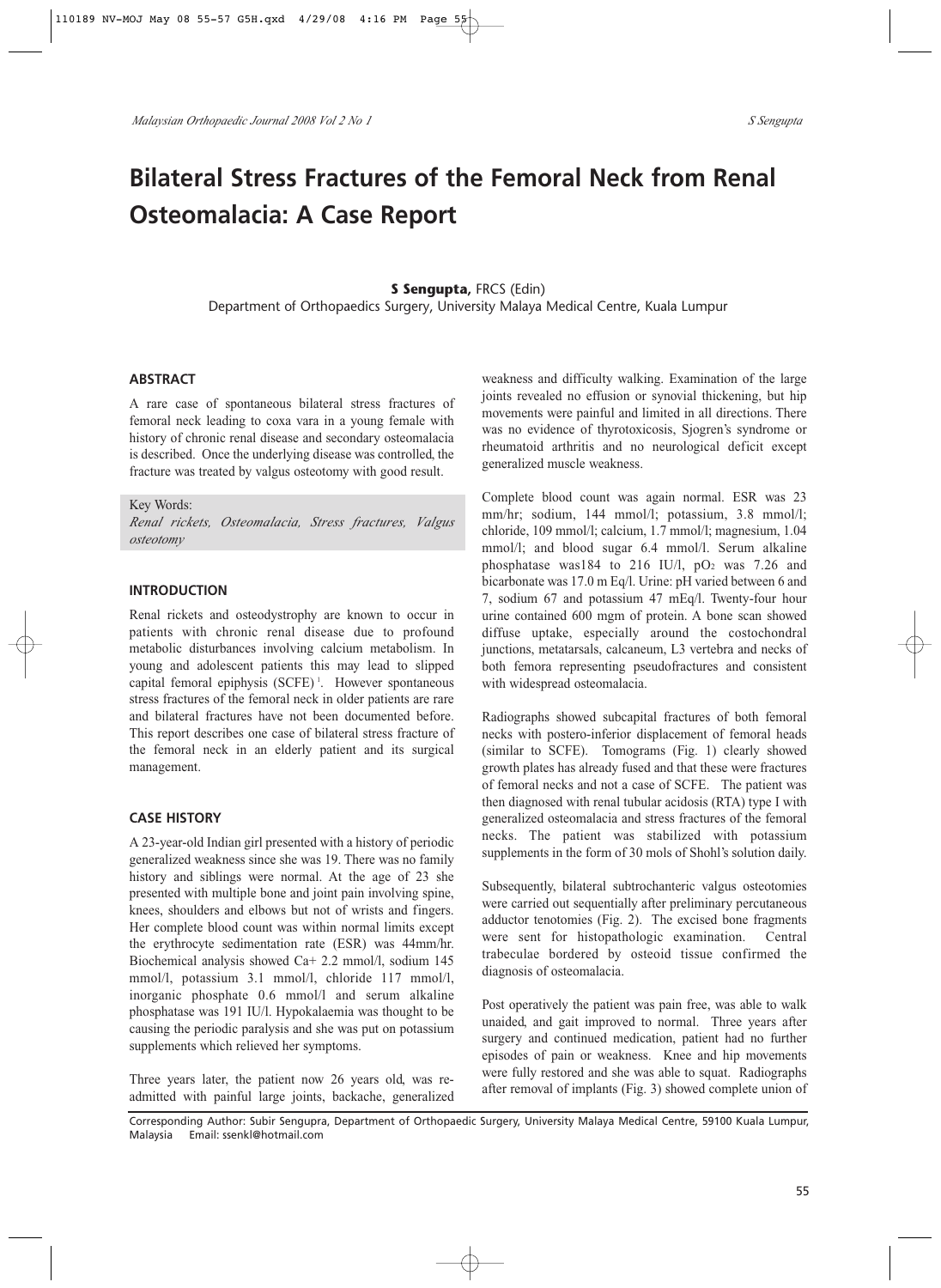# Bilateral Stress Fractures of the Femoral Neck from Renal Osteomalacia: A Case Report

**S Sengupta,** FRCS (Edin)

Department of Orthopaedics Surgery, University Malaya Medical Centre, Kuala Lumpur

## ABSTRACT

A rare case of spontaneous bilateral stress fractures of femoral neck leading to coxa vara in a young female with history of chronic renal disease and secondary osteomalacia is described. Once the underlying disease was controlled, the fracture was treated by valgus osteotomy with good result.

Key Words:

*Renal rickets, Osteomalacia, Stress fractures, Valgus osteotomy*

## INTRODUCTION

Renal rickets and osteodystrophy are known to occur in patients with chronic renal disease due to profound metabolic disturbances involving calcium metabolism. In young and adolescent patients this may lead to slipped capital femoral epiphysis (SCFE) [1]. However spontaneous stress fractures of the femoral neck in older patients are rare and bilateral fractures have not been documented before. This report describes one case of bilateral stress fracture of the femoral neck in an elderly patient and its surgical management.

## CASE HISTORY

A 23-year-old Indian girl presented with a history of periodic generalized weakness since she was 19. There was no family history and siblings were normal. At the age of 23 she presented with multiple bone and joint pain involving spine, knees, shoulders and elbows but not of wrists and fingers. Her complete blood count was within normal limits except the erythrocyte sedimentation rate (ESR) was 44mm/hr. Biochemical analysis showed Ca+ 2.2 mmol/l, sodium 145 mmol/l, potassium 3.1 mmol/l, chloride 117 mmol/l, inorganic phosphate 0.6 mmol/l and serum alkaline phosphatase was 191 IU/l. Hypokalaemia was thought to be causing the periodic paralysis and she was put on potassium supplements which relieved her symptoms.

Three years later, the patient now 26 years old, was re-admitted with painful large joints, backache, generalized weakness and difficulty walking. Examination of the large joints revealed no effusion or synovial thickening, but hip movements were painful and limited in all directions. There was no evidence of thyrotoxicosis, Sjogren's syndrome or rheumatoid arthritis and no neurological deficit except generalized muscle weakness.

Complete blood count was again normal. ESR was 23 mm/hr; sodium, 144 mmol/l; potassium, 3.8 mmol/l; chloride, 109 mmol/l; calcium, 1.7 mmol/l; magnesium, 1.04 mmol/l; and blood sugar 6.4 mmol/l. Serum alkaline phosphatase was184 to 216 IU/l, $pO_2$ was 7.26 and bicarbonate was 17.0 m Eq/l. Urine: pH varied between 6 and 7, sodium 67 and potassium 47 mEq/l. Twenty-four hour urine contained 600 mgm of protein. A bone scan showed diffuse uptake, especially around the costochondral junctions, metatarsals, calcaneum, L3 vertebra and necks of both femora representing pseudofractures and consistent with widespread osteomalacia.

Radiographs showed subcapital fractures of both femoral necks with postero-inferior displacement of femoral heads (similar to SCFE). Tomograms (Fig. 1) clearly showed growth plates has already fused and that these were fractures of femoral necks and not a case of SCFE. The patient was then diagnosed with renal tubular acidosis (RTA) type I with generalized osteomalacia and stress fractures of the femoral necks. The patient was stabilized with potassium supplements in the form of 30 mols of Shohl's solution daily.

Subsequently, bilateral subtrochanteric valgus osteotomies were carried out sequentially after preliminary percutaneous adductor tenotomies (Fig. 2). The excised bone fragments were sent for histopathologic examination. Central trabeculae bordered by osteoid tissue confirmed the diagnosis of osteomalacia.

Post operatively the patient was pain free, was able to walk unaided, and gait improved to normal. Three years after surgery and continued medication, patient had no further episodes of pain or weakness. Knee and hip movements were fully restored and she was able to squat. Radiographs after removal of implants (Fig. 3) showed complete union of

Corresponding Author: Subir Sengupra, Department of Orthopaedic Surgery, University Malaya Medical Centre, 59100 Kuala Lumpur, Malaysia Email: ssenkl@hotmail.com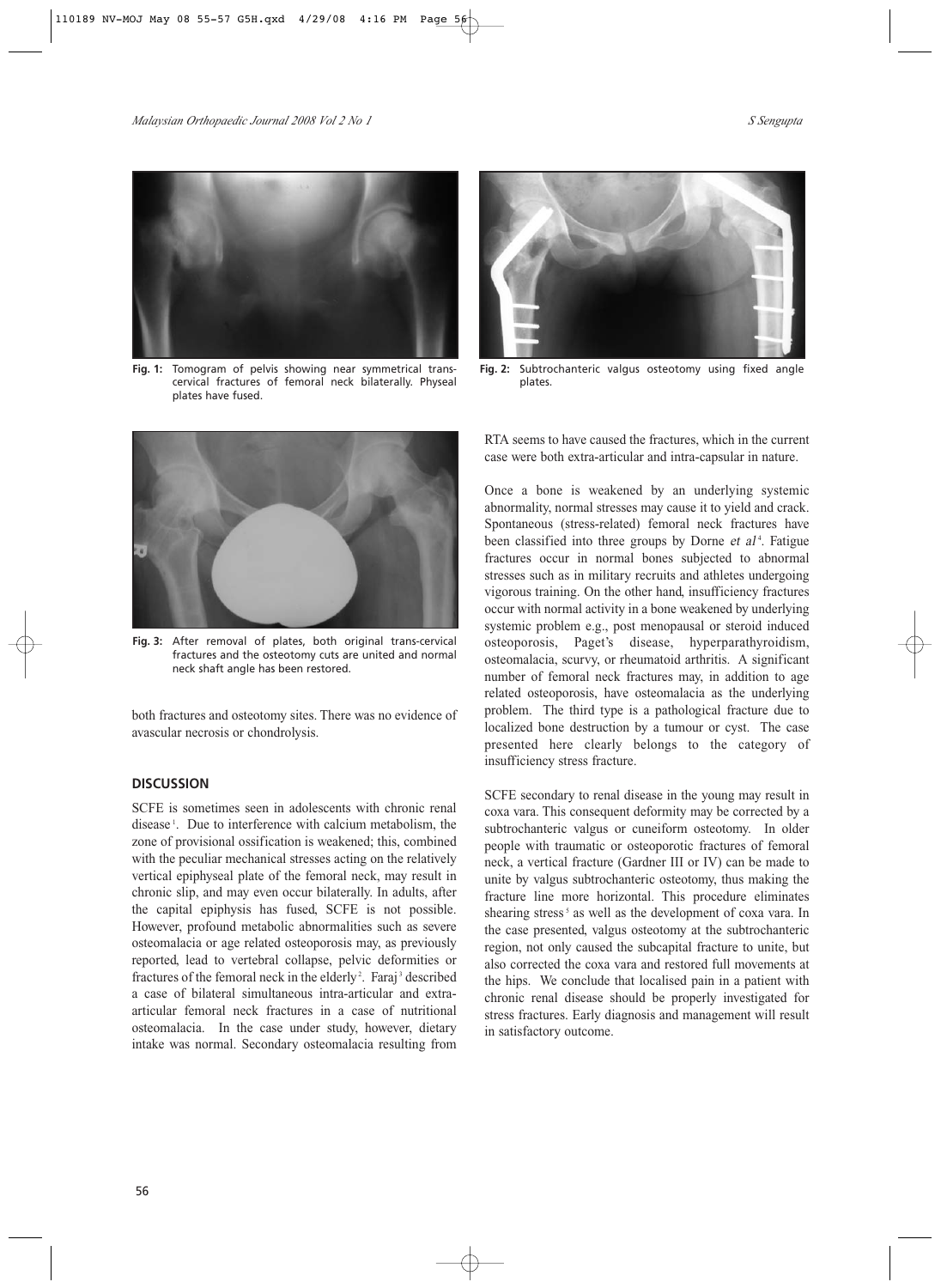Fig. 1: Tomogram of pelvis showing near symmetrical trans-cervical fractures of femoral neck bilaterally. Physeal plates have fused.

Fig. 2: Subtrochanteric valgus osteotomy using fixed angle plates.

Fig. 3: After removal of plates, both original trans-cervical fractures and the osteotomy cuts are united and normal neck shaft angle has been restored.

both fractures and osteotomy sites. There was no evidence of avascular necrosis or chondrolysis.

## DISCUSSION

SCFE is sometimes seen in adolescents with chronic renal disease[1]. Due to interference with calcium metabolism, the zone of provisional ossification is weakened; this, combined with the peculiar mechanical stresses acting on the relatively vertical epiphyseal plate of the femoral neck, may result in chronic slip, and may even occur bilaterally. In adults, after the capital epiphysis has fused, SCFE is not possible. However, profound metabolic abnormalities such as severe osteomalacia or age related osteoporosis may, as previously reported, lead to vertebral collapse, pelvic deformities or fractures of the femoral neck in the elderly[2]. Faraj[3] described a case of bilateral simultaneous intra-articular and extra-articular femoral neck fractures in a case of nutritional osteomalacia. In the case under study, however, dietary intake was normal. Secondary osteomalacia resulting from RTA seems to have caused the fractures, which in the current case were both extra-articular and intra-capsular in nature.

Once a bone is weakened by an underlying systemic abnormality, normal stresses may cause it to yield and crack. Spontaneous (stress-related) femoral neck fractures have been classified into three groups by Dorne *et al*[4]. Fatigue fractures occur in normal bones subjected to abnormal stresses such as in military recruits and athletes undergoing vigorous training. On the other hand, insufficiency fractures occur with normal activity in a bone weakened by underlying systemic problem e.g., post menopausal or steroid induced osteoporosis, Paget's disease, hyperparathyroidism, osteomalacia, scurvy, or rheumatoid arthritis. A significant number of femoral neck fractures may, in addition to age related osteoporosis, have osteomalacia as the underlying problem. The third type is a pathological fracture due to localized bone destruction by a tumour or cyst. The case presented here clearly belongs to the category of insufficiency stress fracture.

SCFE secondary to renal disease in the young may result in coxa vara. This consequent deformity may be corrected by a subtrochanteric valgus or cuneiform osteotomy. In older people with traumatic or osteoporotic fractures of femoral neck, a vertical fracture (Gardner III or IV) can be made to unite by valgus subtrochanteric osteotomy, thus making the fracture line more horizontal. This procedure eliminates shearing stress[5] as well as the development of coxa vara. In the case presented, valgus osteotomy at the subtrochanteric region, not only caused the subcapital fracture to unite, but also corrected the coxa vara and restored full movements at the hips. We conclude that localised pain in a patient with chronic renal disease should be properly investigated for stress fractures. Early diagnosis and management will result in satisfactory outcome.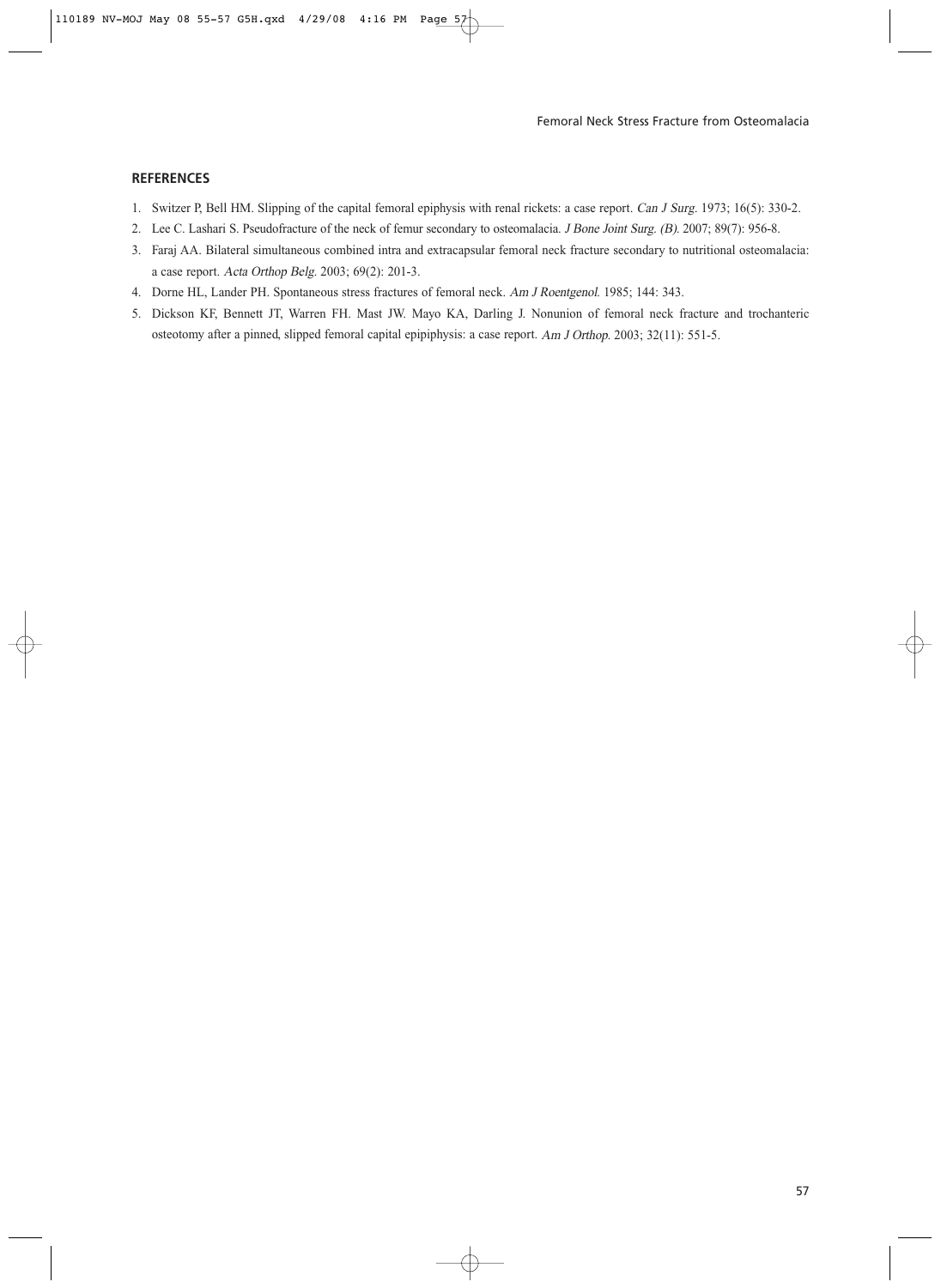## REFERENCES

1. Switzer P, Bell HM. Slipping of the capital femoral epiphysis with renal rickets: a case report. *Can J Surg*. 1973; 16(5): 330-2.
2. Lee C. Lashari S. Pseudofracture of the neck of femur secondary to osteomalacia. *J Bone Joint Surg. (B)*. 2007; 89(7): 956-8.
3. Faraj AA. Bilateral simultaneous combined intra and extracapsular femoral neck fracture secondary to nutritional osteomalacia: a case report. *Acta Orthop Belg*. 2003; 69(2): 201-3.
4. Dorne HL, Lander PH. Spontaneous stress fractures of femoral neck. *Am J Roentgenol*. 1985; 144: 343.
5. Dickson KF, Bennett JT, Warren FH. Mast JW. Mayo KA, Darling J. Nonunion of femoral neck fracture and trochanteric osteotomy after a pinned, slipped femoral capital epipiphysis: a case report. *Am J Orthop*. 2003; 32(11): 551-5.